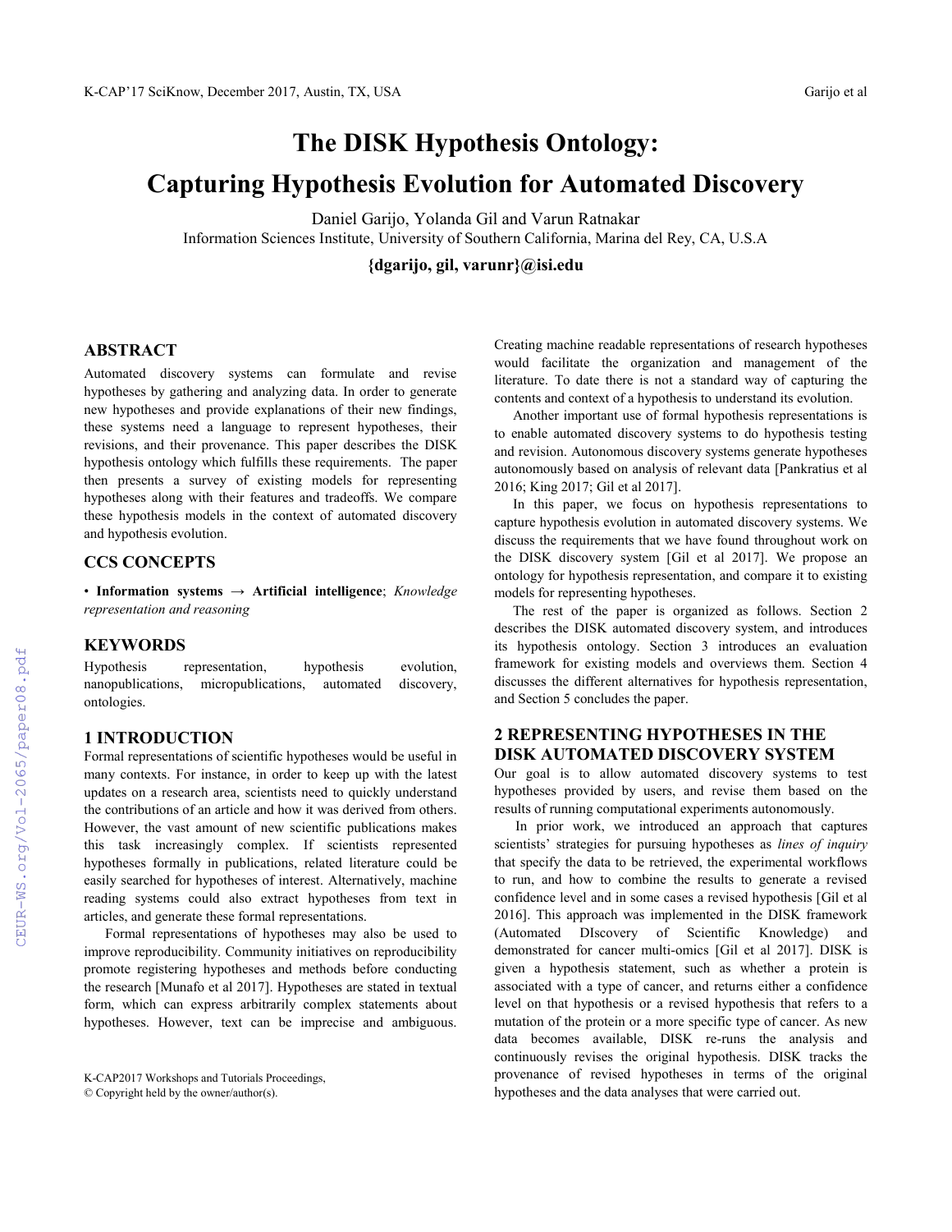# The DISK Hypothesis Ontology: Capturing Hypothesis Evolution for Automated Discovery

Daniel Garijo, Yolanda Gil and Varun Ratnakar

Information Sciences Institute, University of Southern California, Marina del Rey, CA, U.S.A

**{dgarijo, gil, varunr}@isi.edu**

## ABSTRACT

Automated discovery systems can formulate and revise hypotheses by gathering and analyzing data. In order to generate new hypotheses and provide explanations of their new findings, these systems need a language to represent hypotheses, their revisions, and their provenance. This paper describes the DISK hypothesis ontology which fulfills these requirements. The paper then presents a survey of existing models for representing hypotheses along with their features and tradeoffs. We compare these hypothesis models in the context of automated discovery and hypothesis evolution.

## CCS CONCEPTS

• **Information systems → Artificial intelligence**; *Knowledge representation and reasoning*

## KEYWORDS

Hypothesis representation, hypothesis evolution, nanopublications, micropublications, automated discovery, ontologies.

## 1 INTRODUCTION

Formal representations of scientific hypotheses would be useful in many contexts. For instance, in order to keep up with the latest updates on a research area, scientists need to quickly understand the contributions of an article and how it was derived from others. However, the vast amount of new scientific publications makes this task increasingly complex. If scientists represented hypotheses formally in publications, related literature could be easily searched for hypotheses of interest. Alternatively, machine reading systems could also extract hypotheses from text in articles, and generate these formal representations.

Formal representations of hypotheses may also be used to improve reproducibility. Community initiatives on reproducibility promote registering hypotheses and methods before conducting the research [Munafo et al 2017]. Hypotheses are stated in textual form, which can express arbitrarily complex statements about hypotheses. However, text can be imprecise and ambiguous. Creating machine readable representations of research hypotheses would facilitate the organization and management of the literature. To date there is not a standard way of capturing the contents and context of a hypothesis to understand its evolution.

Another important use of formal hypothesis representations is to enable automated discovery systems to do hypothesis testing and revision. Autonomous discovery systems generate hypotheses autonomously based on analysis of relevant data [Pankratius et al 2016; King 2017; Gil et al 2017].

In this paper, we focus on hypothesis representations to capture hypothesis evolution in automated discovery systems. We discuss the requirements that we have found throughout work on the DISK discovery system [Gil et al 2017]. We propose an ontology for hypothesis representation, and compare it to existing models for representing hypotheses.

The rest of the paper is organized as follows. Section 2 describes the DISK automated discovery system, and introduces its hypothesis ontology. Section 3 introduces an evaluation framework for existing models and overviews them. Section 4 discusses the different alternatives for hypothesis representation, and Section 5 concludes the paper.

## 2 REPRESENTING HYPOTHESES IN THE DISK AUTOMATED DISCOVERY SYSTEM

Our goal is to allow automated discovery systems to test hypotheses provided by users, and revise them based on the results of running computational experiments autonomously.

In prior work, we introduced an approach that captures scientists' strategies for pursuing hypotheses as *lines of inquiry* that specify the data to be retrieved, the experimental workflows to run, and how to combine the results to generate a revised confidence level and in some cases a revised hypothesis [Gil et al 2016]. This approach was implemented in the DISK framework (Automated DIscovery of Scientific Knowledge) and demonstrated for cancer multi-omics [Gil et al 2017]. DISK is given a hypothesis statement, such as whether a protein is associated with a type of cancer, and returns either a confidence level on that hypothesis or a revised hypothesis that refers to a mutation of the protein or a more specific type of cancer. As new data becomes available, DISK re-runs the analysis and continuously revises the original hypothesis. DISK tracks the provenance of revised hypotheses in terms of the original hypotheses and the data analyses that were carried out.

K-CAP2017 Workshops and Tutorials Proceedings,
© Copyright held by the owner/author(s).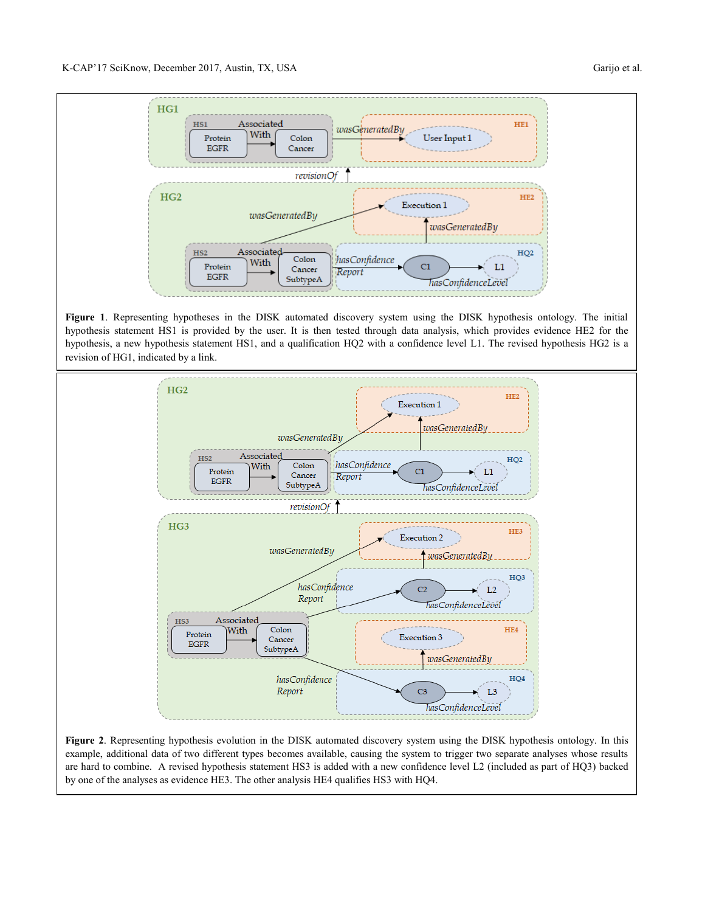**Figure 1**. Representing hypotheses in the DISK automated discovery system using the DISK hypothesis ontology. The initial hypothesis statement HS1 is provided by the user. It is then tested through data analysis, which provides evidence HE2 for the hypothesis, a new hypothesis statement HS1, and a qualification HQ2 with a confidence level L1. The revised hypothesis HG2 is a revision of HG1, indicated by a link.

**Figure 2**. Representing hypothesis evolution in the DISK automated discovery system using the DISK hypothesis ontology. In this example, additional data of two different types becomes available, causing the system to trigger two separate analyses whose results are hard to combine. A revised hypothesis statement HS3 is added with a new confidence level L2 (included as part of HQ3) backed by one of the analyses as evidence HE3. The other analysis HE4 qualifies HS3 with HQ4.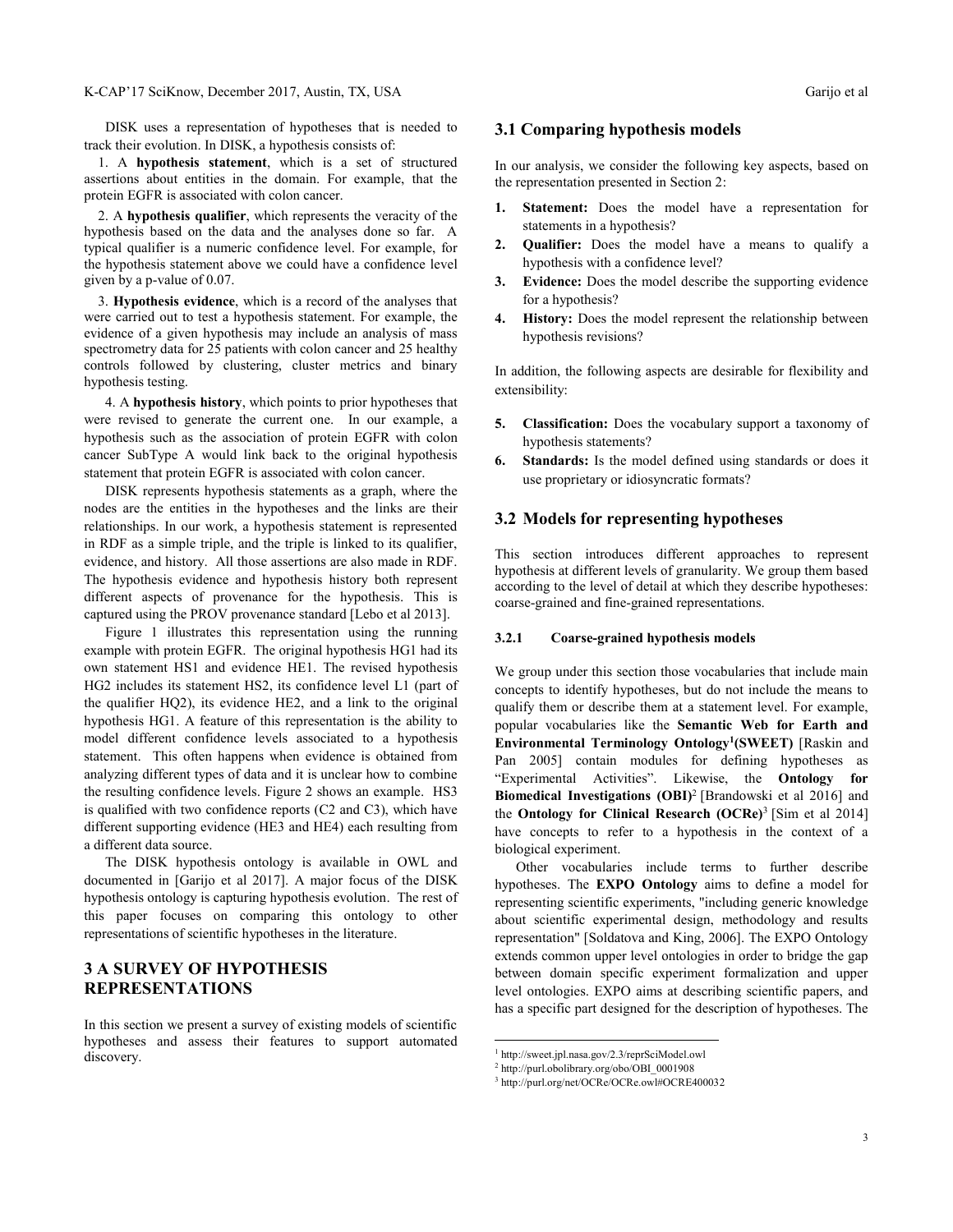DISK uses a representation of hypotheses that is needed to track their evolution. In DISK, a hypothesis consists of:

1. A **hypothesis statement**, which is a set of structured assertions about entities in the domain. For example, that the protein EGFR is associated with colon cancer.

2. A **hypothesis qualifier**, which represents the veracity of the hypothesis based on the data and the analyses done so far. A typical qualifier is a numeric confidence level. For example, for the hypothesis statement above we could have a confidence level given by a p-value of 0.07.

3. **Hypothesis evidence**, which is a record of the analyses that were carried out to test a hypothesis statement. For example, the evidence of a given hypothesis may include an analysis of mass spectrometry data for 25 patients with colon cancer and 25 healthy controls followed by clustering, cluster metrics and binary hypothesis testing.

4. A **hypothesis history**, which points to prior hypotheses that were revised to generate the current one. In our example, a hypothesis such as the association of protein EGFR with colon cancer SubType A would link back to the original hypothesis statement that protein EGFR is associated with colon cancer.

DISK represents hypothesis statements as a graph, where the nodes are the entities in the hypotheses and the links are their relationships. In our work, a hypothesis statement is represented in RDF as a simple triple, and the triple is linked to its qualifier, evidence, and history. All those assertions are also made in RDF. The hypothesis evidence and hypothesis history both represent different aspects of provenance for the hypothesis. This is captured using the PROV provenance standard [Lebo et al 2013].

Figure 1 illustrates this representation using the running example with protein EGFR. The original hypothesis HG1 had its own statement HS1 and evidence HE1. The revised hypothesis HG2 includes its statement HS2, its confidence level L1 (part of the qualifier HQ2), its evidence HE2, and a link to the original hypothesis HG1. A feature of this representation is the ability to model different confidence levels associated to a hypothesis statement. This often happens when evidence is obtained from analyzing different types of data and it is unclear how to combine the resulting confidence levels. Figure 2 shows an example. HS3 is qualified with two confidence reports (C2 and C3), which have different supporting evidence (HE3 and HE4) each resulting from a different data source.

The DISK hypothesis ontology is available in OWL and documented in [Garijo et al 2017]. A major focus of the DISK hypothesis ontology is capturing hypothesis evolution. The rest of this paper focuses on comparing this ontology to other representations of scientific hypotheses in the literature.

# 3 A SURVEY OF HYPOTHESIS REPRESENTATIONS

In this section we present a survey of existing models of scientific hypotheses and assess their features to support automated discovery.

## 3.1 Comparing hypothesis models

In our analysis, we consider the following key aspects, based on the representation presented in Section 2:

1. **Statement:** Does the model have a representation for statements in a hypothesis?
2. **Qualifier:** Does the model have a means to qualify a hypothesis with a confidence level?
3. **Evidence:** Does the model describe the supporting evidence for a hypothesis?
4. **History:** Does the model represent the relationship between hypothesis revisions?

In addition, the following aspects are desirable for flexibility and extensibility:

5. **Classification:** Does the vocabulary support a taxonomy of hypothesis statements?
6. **Standards:** Is the model defined using standards or does it use proprietary or idiosyncratic formats?

## 3.2 Models for representing hypotheses

This section introduces different approaches to represent hypothesis at different levels of granularity. We group them based according to the level of detail at which they describe hypotheses: coarse-grained and fine-grained representations.

### 3.2.1 Coarse-grained hypothesis models

We group under this section those vocabularies that include main concepts to identify hypotheses, but do not include the means to qualify them or describe them at a statement level. For example, popular vocabularies like the **Semantic Web for Earth and Environmental Terminology Ontology[1] (SWEET)** [Raskin and Pan 2005] contain modules for defining hypotheses as "Experimental Activities". Likewise, the **Ontology for Biomedical Investigations (OBI)**[2] [Brandowski et al 2016] and the **Ontology for Clinical Research (OCRe)**[3] [Sim et al 2014] have concepts to refer to a hypothesis in the context of a biological experiment.

Other vocabularies include terms to further describe hypotheses. The **EXPO Ontology** aims to define a model for representing scientific experiments, "including generic knowledge about scientific experimental design, methodology and results representation" [Soldatova and King, 2006]. The EXPO Ontology extends common upper level ontologies in order to bridge the gap between domain specific experiment formalization and upper level ontologies. EXPO aims at describing scientific papers, and has a specific part designed for the description of hypotheses. The

[1] http://sweet.jpl.nasa.gov/2.3/reprSciModel.owl

[2] http://purl.obolibrary.org/obo/OBI_0001908

[3] http://purl.org/net/OCRe/OCRe.owl#OCRE400032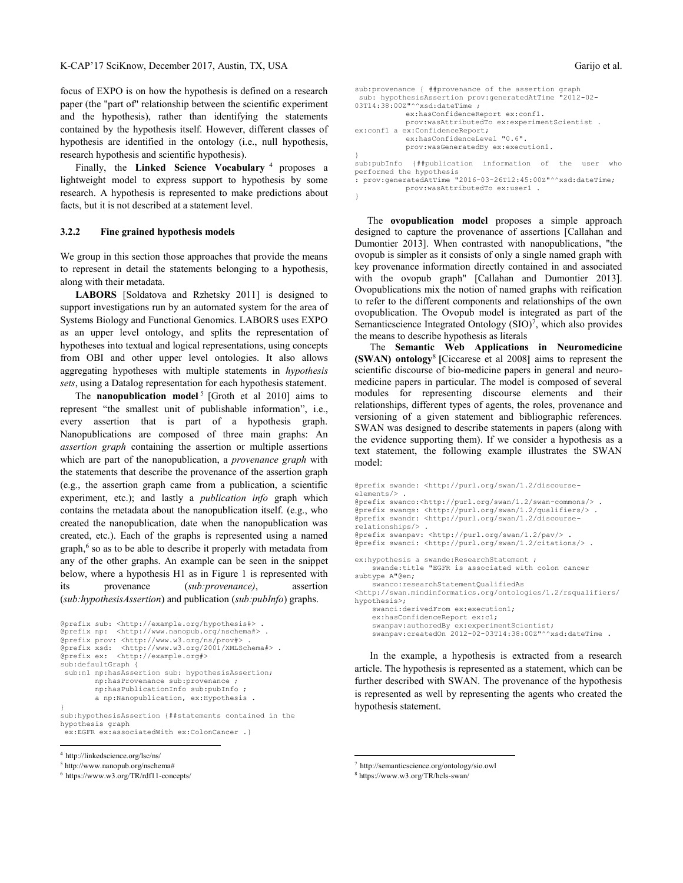focus of EXPO is on how the hypothesis is defined on a research paper (the "part of" relationship between the scientific experiment and the hypothesis), rather than identifying the statements contained by the hypothesis itself. However, different classes of hypothesis are identified in the ontology (i.e., null hypothesis, research hypothesis and scientific hypothesis).

Finally, the **Linked Science Vocabulary** [4] proposes a lightweight model to express support to hypothesis by some research. A hypothesis is represented to make predictions about facts, but it is not described at a statement level.

### 3.2.2 Fine grained hypothesis models

We group in this section those approaches that provide the means to represent in detail the statements belonging to a hypothesis, along with their metadata.

**LABORS** [Soldatova and Rzhetsky 2011] is designed to support investigations run by an automated system for the area of Systems Biology and Functional Genomics. LABORS uses EXPO as an upper level ontology, and splits the representation of hypotheses into textual and logical representations, using concepts from OBI and other upper level ontologies. It also allows aggregating hypotheses with multiple statements in *hypothesis sets*, using a Datalog representation for each hypothesis statement.

The **nanopublication model** [5] [Groth et al 2010] aims to represent "the smallest unit of publishable information", i.e., every assertion that is part of a hypothesis graph. Nanopublications are composed of three main graphs: An *assertion graph* containing the assertion or multiple assertions which are part of the nanopublication, a *provenance graph* with the statements that describe the provenance of the assertion graph (e.g., the assertion graph came from a publication, a scientific experiment, etc.); and lastly a *publication info* graph which contains the metadata about the nanopublication itself. (e.g., who created the nanopublication, date when the nanopublication was created, etc.). Each of the graphs is represented using a named graph,[6] so as to be able to describe it properly with metadata from any of the other graphs. An example can be seen in the snippet below, where a hypothesis H1 as in Figure 1 is represented with its provenance (*sub:provenance)*, assertion (*sub:hypothesisAssertion*) and publication (*sub:pubInfo*) graphs.

```
@prefix sub: <http://example.org/hypothesis#> .
@prefix np:  <http://www.nanopub.org/nschema#> .
@prefix prov: <http://www.w3.org/ns/prov#> .
@prefix xsd:  <http://www.w3.org/2001/XMLSchema#> .
@prefix ex:  <http://example.org#>
sub:defaultGraph {
 sub:n1 np:hasAssertion sub: hypothesisAssertion;
        np:hasProvenance sub:provenance ;
        np:hasPublicationInfo sub:pubInfo ;
        a np:Nanopublication, ex:Hypothesis .
}
sub:hypothesisAssertion {##statements contained in the hypothesis graph
 ex:EGFR ex:associatedWith ex:ColonCancer .}
sub:provenance { ##provenance of the assertion graph
 sub: hypothesisAssertion prov:generatedAtTime "2012-02-03T14:38:00Z"^^xsd:dateTime ;
           ex:hasConfidenceReport ex:conf1.
           prov:wasAttributedTo ex:experimentScientist .
ex:conf1 a ex:ConfidenceReport;
           ex:hasConfidenceLevel "0.6".
           prov:wasGeneratedBy ex:execution1.
}
sub:pubInfo  {##publication  information  of  the  user  who performed the hypothesis
: prov:generatedAtTime "2016-03-26T12:45:00Z"^^xsd:dateTime;
           prov:wasAttributedTo ex:user1 .
}
```

The **ovopublication model** proposes a simple approach designed to capture the provenance of assertions [Callahan and Dumontier 2013]. When contrasted with nanopublications, "the ovopub is simpler as it consists of only a single named graph with key provenance information directly contained in and associated with the ovopub graph" [Callahan and Dumontier 2013]. Ovopublications mix the notion of named graphs with reification to refer to the different components and relationships of the own ovopublication. The Ovopub model is integrated as part of the Semanticscience Integrated Ontology (SIO)[7], which also provides the means to describe hypothesis as literals

The **Semantic Web Applications in Neuromedicine (SWAN) ontology**[8] **[**Ciccarese et al 2008**]** aims to represent the scientific discourse of bio-medicine papers in general and neuro-medicine papers in particular. The model is composed of several modules for representing discourse elements and their relationships, different types of agents, the roles, provenance and versioning of a given statement and bibliographic references. SWAN was designed to describe statements in papers (along with the evidence supporting them). If we consider a hypothesis as a text statement, the following example illustrates the SWAN model:

```
@prefix swande: <http://purl.org/swan/1.2/discourse-elements/> .
@prefix swanco:<http://purl.org/swan/1.2/swan-commons/> .
@prefix swanqs: <http://purl.org/swan/1.2/qualifiers/> .
@prefix swandr: <http://purl.org/swan/1.2/discourse-relationships/> .
@prefix swanpav: <http://purl.org/swan/1.2/pav/> .
@prefix swanci: <http://purl.org/swan/1.2/citations/> .

ex:hypothesis a swande:ResearchStatement ;
    swande:title "EGFR is associated with colon cancer subtype A"@en;
    swanco:researchStatementQualifiedAs <http://swan.mindinformatics.org/ontologies/1.2/rsqualifiers/hypothesis>;
    swanci:derivedFrom ex:execution1;
    ex:hasConfidenceReport ex:c1;
    swanpav:authoredBy ex:experimentScientist;
    swanpav:createdOn 2012-02-03T14:38:00Z"^^xsd:dateTime .
```

In the example, a hypothesis is extracted from a research article. The hypothesis is represented as a statement, which can be further described with SWAN. The provenance of the hypothesis is represented as well by representing the agents who created the hypothesis statement.

---

[4] http://linkedscience.org/lsc/ns/

[5] http://www.nanopub.org/nschema#

[6] https://www.w3.org/TR/rdf11-concepts/

[7] http://semanticscience.org/ontology/sio.owl

[8] https://www.w3.org/TR/hcls-swan/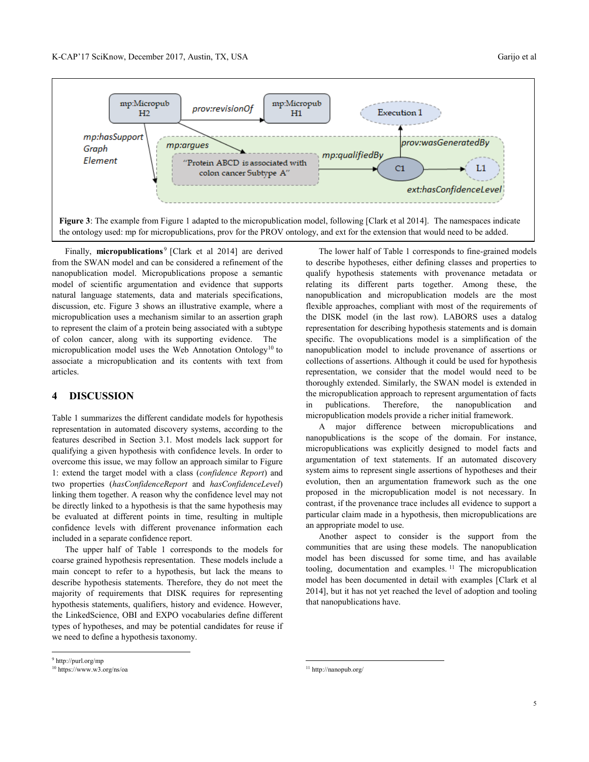**Figure 3**: The example from Figure 1 adapted to the micropublication model, following [Clark et al 2014]. The namespaces indicate the ontology used: mp for micropublications, prov for the PROV ontology, and ext for the extension that would need to be added.

Finally, **micropublications**[9] [Clark et al 2014] are derived from the SWAN model and can be considered a refinement of the nanopublication model. Micropublications propose a semantic model of scientific argumentation and evidence that supports natural language statements, data and materials specifications, discussion, etc. Figure 3 shows an illustrative example, where a micropublication uses a mechanism similar to an assertion graph to represent the claim of a protein being associated with a subtype of colon cancer, along with its supporting evidence. The micropublication model uses the Web Annotation Ontology[10] to associate a micropublication and its contents with text from articles.

# 4 DISCUSSION

Table 1 summarizes the different candidate models for hypothesis representation in automated discovery systems, according to the features described in Section 3.1. Most models lack support for qualifying a given hypothesis with confidence levels. In order to overcome this issue, we may follow an approach similar to Figure 1: extend the target model with a class (*confidence Report*) and two properties (*hasConfidenceReport* and *hasConfidenceLevel*) linking them together. A reason why the confidence level may not be directly linked to a hypothesis is that the same hypothesis may be evaluated at different points in time, resulting in multiple confidence levels with different provenance information each included in a separate confidence report.

The upper half of Table 1 corresponds to the models for coarse grained hypothesis representation. These models include a main concept to refer to a hypothesis, but lack the means to describe hypothesis statements. Therefore, they do not meet the majority of requirements that DISK requires for representing hypothesis statements, qualifiers, history and evidence. However, the LinkedScience, OBI and EXPO vocabularies define different types of hypotheses, and may be potential candidates for reuse if we need to define a hypothesis taxonomy.

The lower half of Table 1 corresponds to fine-grained models to describe hypotheses, either defining classes and properties to qualify hypothesis statements with provenance metadata or relating its different parts together. Among these, the nanopublication and micropublication models are the most flexible approaches, compliant with most of the requirements of the DISK model (in the last row). LABORS uses a datalog representation for describing hypothesis statements and is domain specific. The ovopublications model is a simplification of the nanopublication model to include provenance of assertions or collections of assertions. Although it could be used for hypothesis representation, we consider that the model would need to be thoroughly extended. Similarly, the SWAN model is extended in the micropublication approach to represent argumentation of facts in publications. Therefore, the nanopublication and micropublication models provide a richer initial framework.

A major difference between micropublications and nanopublications is the scope of the domain. For instance, micropublications was explicitly designed to model facts and argumentation of text statements. If an automated discovery system aims to represent single assertions of hypotheses and their evolution, then an argumentation framework such as the one proposed in the micropublication model is not necessary. In contrast, if the provenance trace includes all evidence to support a particular claim made in a hypothesis, then micropublications are an appropriate model to use.

Another aspect to consider is the support from the communities that are using these models. The nanopublication model has been discussed for some time, and has available tooling, documentation and examples.[11] The micropublication model has been documented in detail with examples [Clark et al 2014], but it has not yet reached the level of adoption and tooling that nanopublications have.

---

[9] http://purl.org/mp

[10] https://www.w3.org/ns/oa

[11] http://nanopub.org/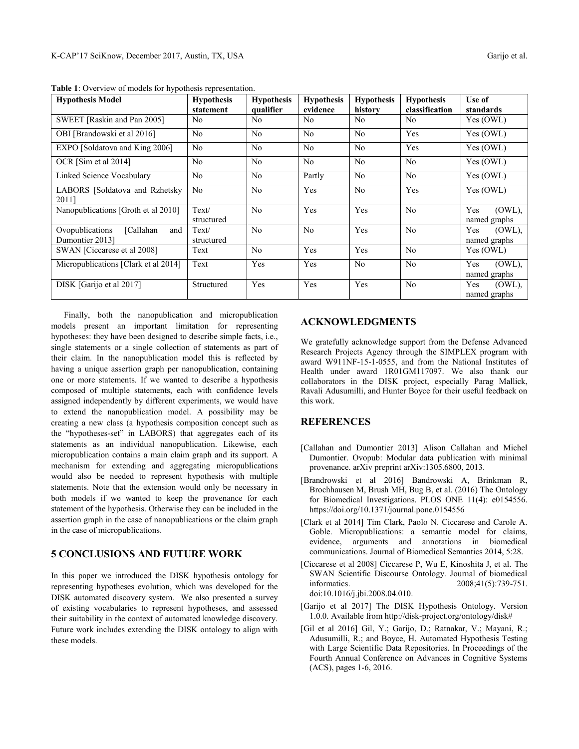**Table 1**: Overview of models for hypothesis representation.

| Hypothesis Model | Hypothesis statement | Hypothesis qualifier | Hypothesis evidence | Hypothesis history | Hypothesis classification | Use of standards |
|---|---|---|---|---|---|---|
| SWEET [Raskin and Pan 2005] | No | No | No | No | No | Yes (OWL) |
| OBI [Brandowski et al 2016] | No | No | No | No | Yes | Yes (OWL) |
| EXPO [Soldatova and King 2006] | No | No | No | No | Yes | Yes (OWL) |
| OCR [Sim et al 2014] | No | No | No | No | No | Yes (OWL) |
| Linked Science Vocabulary | No | No | Partly | No | No | Yes (OWL) |
| LABORS [Soldatova and Rzhetsky 2011] | No | No | Yes | No | Yes | Yes (OWL) |
| Nanopublications [Groth et al 2010] | Text/ structured | No | Yes | Yes | No | Yes (OWL), named graphs |
| Ovopublications [Callahan and Dumontier 2013] | Text/ structured | No | No | Yes | No | Yes (OWL), named graphs |
| SWAN [Ciccarese et al 2008] | Text | No | Yes | Yes | No | Yes (OWL) |
| Micropublications [Clark et al 2014] | Text | Yes | Yes | No | No | Yes (OWL), named graphs |
| DISK [Garijo et al 2017] | Structured | Yes | Yes | Yes | No | Yes (OWL), named graphs |

Finally, both the nanopublication and micropublication models present an important limitation for representing hypotheses: they have been designed to describe simple facts, i.e., single statements or a single collection of statements as part of their claim. In the nanopublication model this is reflected by having a unique assertion graph per nanopublication, containing one or more statements. If we wanted to describe a hypothesis composed of multiple statements, each with confidence levels assigned independently by different experiments, we would have to extend the nanopublication model. A possibility may be creating a new class (a hypothesis composition concept such as the "hypotheses-set" in LABORS) that aggregates each of its statements as an individual nanopublication. Likewise, each micropublication contains a main claim graph and its support. A mechanism for extending and aggregating micropublications would also be needed to represent hypothesis with multiple statements. Note that the extension would only be necessary in both models if we wanted to keep the provenance for each statement of the hypothesis. Otherwise they can be included in the assertion graph in the case of nanopublications or the claim graph in the case of micropublications.

## 5 CONCLUSIONS AND FUTURE WORK

In this paper we introduced the DISK hypothesis ontology for representing hypotheses evolution, which was developed for the DISK automated discovery system. We also presented a survey of existing vocabularies to represent hypotheses, and assessed their suitability in the context of automated knowledge discovery. Future work includes extending the DISK ontology to align with these models.

## ACKNOWLEDGMENTS

We gratefully acknowledge support from the Defense Advanced Research Projects Agency through the SIMPLEX program with award W911NF-15-1-0555, and from the National Institutes of Health under award 1R01GM117097. We also thank our collaborators in the DISK project, especially Parag Mallick, Ravali Adusumilli, and Hunter Boyce for their useful feedback on this work.

## REFERENCES

[Callahan and Dumontier 2013] Alison Callahan and Michel Dumontier. Ovopub: Modular data publication with minimal provenance. arXiv preprint arXiv:1305.6800, 2013.

[Brandrowski et al 2016] Bandrowski A, Brinkman R, Brochhausen M, Brush MH, Bug B, et al. (2016) The Ontology for Biomedical Investigations. PLOS ONE 11(4): e0154556. https://doi.org/10.1371/journal.pone.0154556

[Clark et al 2014] Tim Clark, Paolo N. Ciccarese and Carole A. Goble. Micropublications: a semantic model for claims, evidence, arguments and annotations in biomedical communications. Journal of Biomedical Semantics 2014, 5:28.

[Ciccarese et al 2008] Ciccarese P, Wu E, Kinoshita J, et al. The SWAN Scientific Discourse Ontology. Journal of biomedical informatics. 2008;41(5):739-751. doi:10.1016/j.jbi.2008.04.010.

[Garijo et al 2017] The DISK Hypothesis Ontology. Version 1.0.0. Available from http://disk-project.org/ontology/disk#

[Gil et al 2016] Gil, Y.; Garijo, D.; Ratnakar, V.; Mayani, R.; Adusumilli, R.; and Boyce, H. Automated Hypothesis Testing with Large Scientific Data Repositories. In Proceedings of the Fourth Annual Conference on Advances in Cognitive Systems (ACS), pages 1-6, 2016.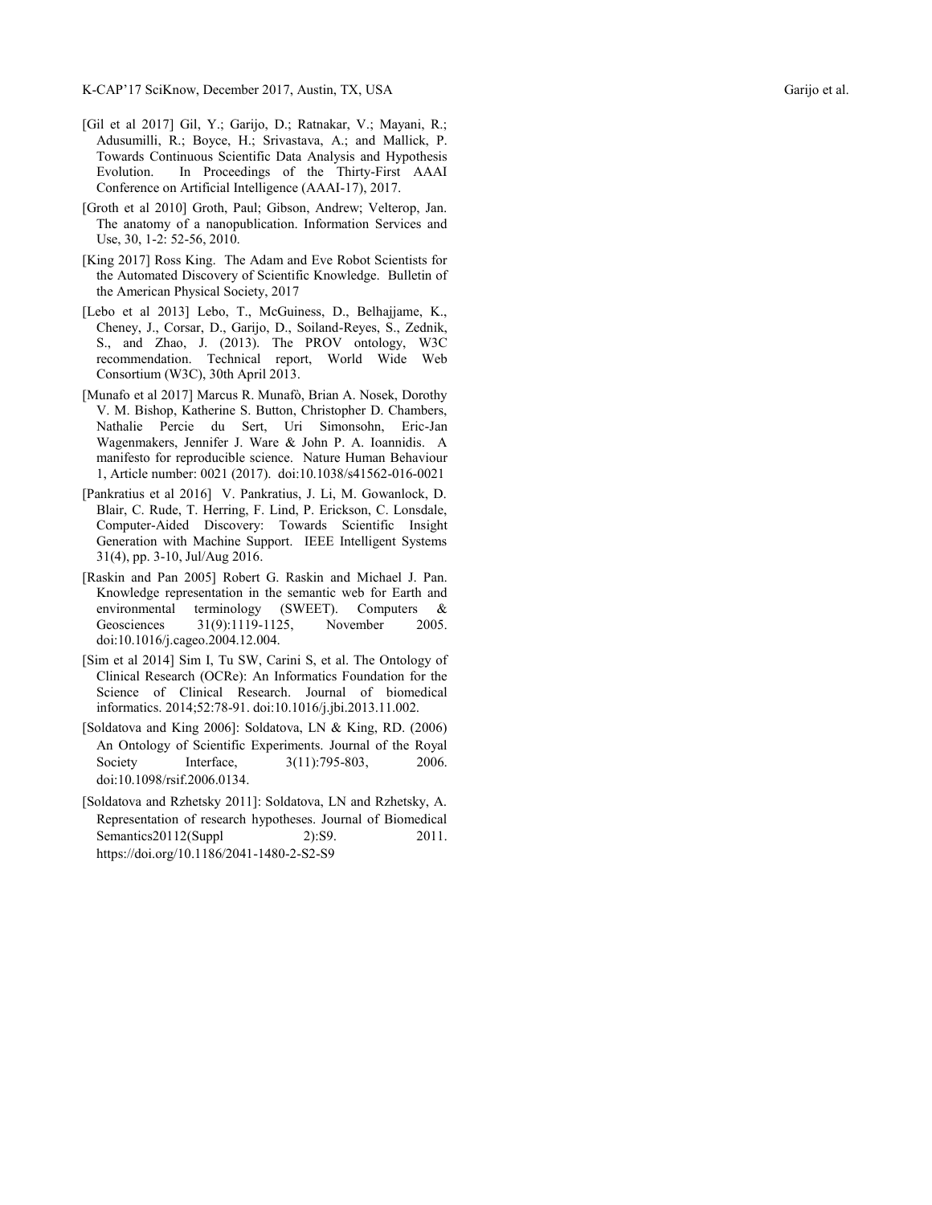[Gil et al 2017] Gil, Y.; Garijo, D.; Ratnakar, V.; Mayani, R.; Adusumilli, R.; Boyce, H.; Srivastava, A.; and Mallick, P. Towards Continuous Scientific Data Analysis and Hypothesis Evolution. In Proceedings of the Thirty-First AAAI Conference on Artificial Intelligence (AAAI-17), 2017.

[Groth et al 2010] Groth, Paul; Gibson, Andrew; Velterop, Jan. The anatomy of a nanopublication. Information Services and Use, 30, 1-2: 52-56, 2010.

[King 2017] Ross King. The Adam and Eve Robot Scientists for the Automated Discovery of Scientific Knowledge. Bulletin of the American Physical Society, 2017

[Lebo et al 2013] Lebo, T., McGuiness, D., Belhajjame, K., Cheney, J., Corsar, D., Garijo, D., Soiland-Reyes, S., Zednik, S., and Zhao, J. (2013). The PROV ontology, W3C recommendation. Technical report, World Wide Web Consortium (W3C), 30th April 2013.

[Munafo et al 2017] Marcus R. Munafò, Brian A. Nosek, Dorothy V. M. Bishop, Katherine S. Button, Christopher D. Chambers, Nathalie Percie du Sert, Uri Simonsohn, Eric-Jan Wagenmakers, Jennifer J. Ware & John P. A. Ioannidis. A manifesto for reproducible science. Nature Human Behaviour 1, Article number: 0021 (2017). doi:10.1038/s41562-016-0021

[Pankratius et al 2016] V. Pankratius, J. Li, M. Gowanlock, D. Blair, C. Rude, T. Herring, F. Lind, P. Erickson, C. Lonsdale, Computer-Aided Discovery: Towards Scientific Insight Generation with Machine Support. IEEE Intelligent Systems 31(4), pp. 3-10, Jul/Aug 2016.

[Raskin and Pan 2005] Robert G. Raskin and Michael J. Pan. Knowledge representation in the semantic web for Earth and environmental terminology (SWEET). Computers & Geosciences 31(9):1119-1125, November 2005. doi:10.1016/j.cageo.2004.12.004.

[Sim et al 2014] Sim I, Tu SW, Carini S, et al. The Ontology of Clinical Research (OCRe): An Informatics Foundation for the Science of Clinical Research. Journal of biomedical informatics. 2014;52:78-91. doi:10.1016/j.jbi.2013.11.002.

[Soldatova and King 2006]: Soldatova, LN & King, RD. (2006) An Ontology of Scientific Experiments. Journal of the Royal Society Interface, 3(11):795-803, 2006. doi:10.1098/rsif.2006.0134.

[Soldatova and Rzhetsky 2011]: Soldatova, LN and Rzhetsky, A. Representation of research hypotheses. Journal of Biomedical Semantics20112(Suppl 2):S9. 2011. https://doi.org/10.1186/2041-1480-2-S2-S9